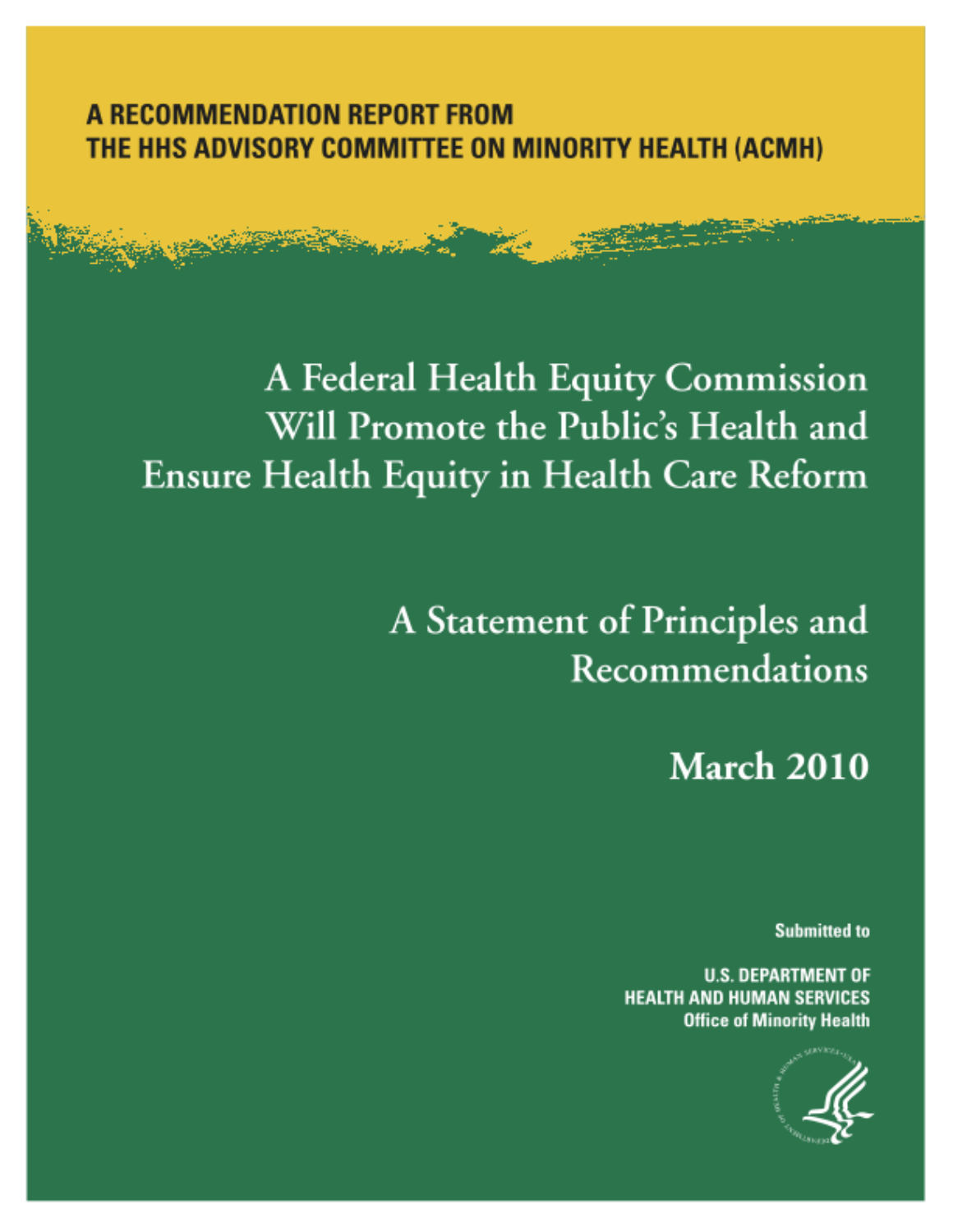A RECOMMENDATION REPORT FROM
THE HHS ADVISORY COMMITTEE ON MINORITY HEALTH (ACMH)

# A Federal Health Equity Commission Will Promote the Public's Health and Ensure Health Equity in Health Care Reform

## A Statement of Principles and Recommendations

**March 2010**

Submitted to

U.S. DEPARTMENT OF
HEALTH AND HUMAN SERVICES
Office of Minority Health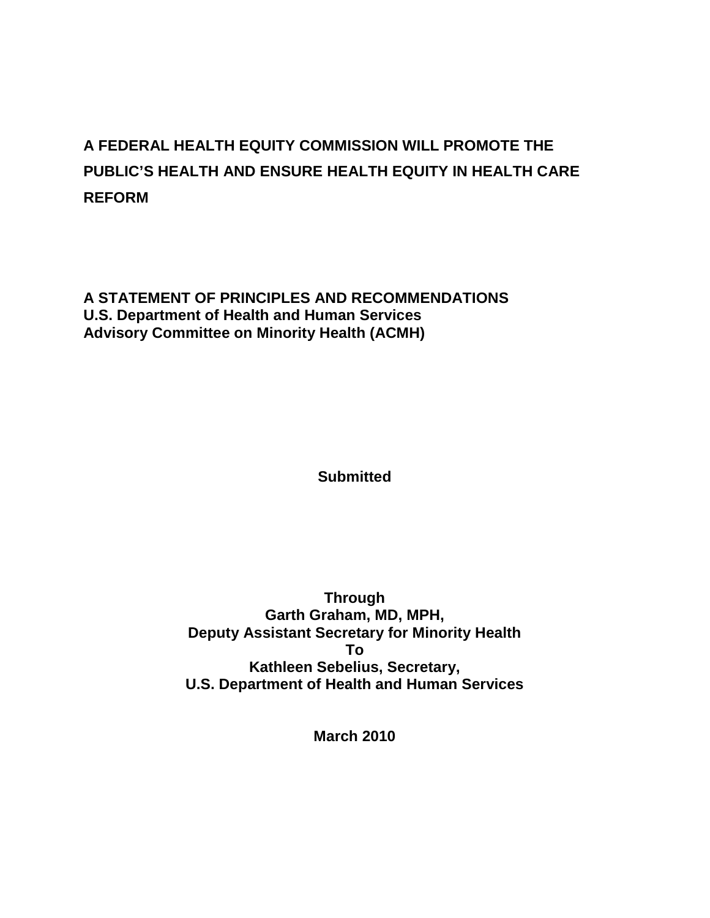# A FEDERAL HEALTH EQUITY COMMISSION WILL PROMOTE THE PUBLIC'S HEALTH AND ENSURE HEALTH EQUITY IN HEALTH CARE REFORM

**A STATEMENT OF PRINCIPLES AND RECOMMENDATIONS**
**U.S. Department of Health and Human Services**
**Advisory Committee on Minority Health (ACMH)**

**Submitted**

**Through**
**Garth Graham, MD, MPH,**
**Deputy Assistant Secretary for Minority Health**
**To**
**Kathleen Sebelius, Secretary,**
**U.S. Department of Health and Human Services**

**March 2010**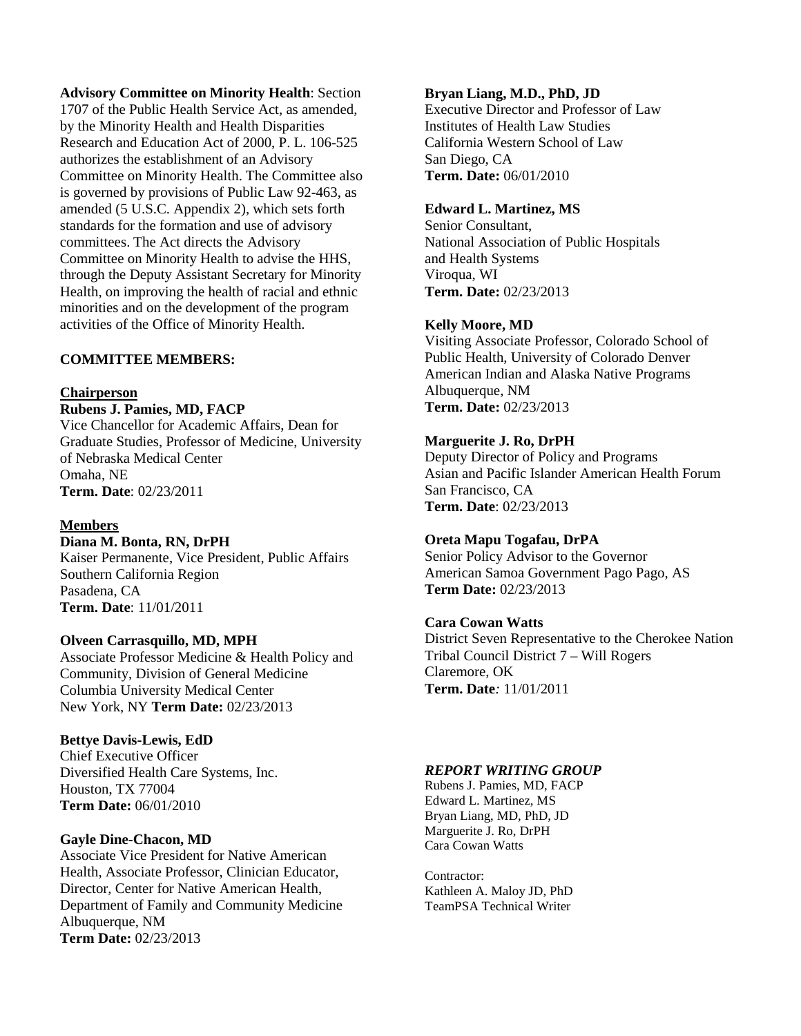**Advisory Committee on Minority Health**: Section 1707 of the Public Health Service Act, as amended, by the Minority Health and Health Disparities Research and Education Act of 2000, P. L. 106-525 authorizes the establishment of an Advisory Committee on Minority Health. The Committee also is governed by provisions of Public Law 92-463, as amended (5 U.S.C. Appendix 2), which sets forth standards for the formation and use of advisory committees. The Act directs the Advisory Committee on Minority Health to advise the HHS, through the Deputy Assistant Secretary for Minority Health, on improving the health of racial and ethnic minorities and on the development of the program activities of the Office of Minority Health.

**COMMITTEE MEMBERS:**

**Chairperson**

**Rubens J. Pamies, MD, FACP**
Vice Chancellor for Academic Affairs, Dean for Graduate Studies, Professor of Medicine, University of Nebraska Medical Center
Omaha, NE
**Term. Date**: 02/23/2011

**Members**

**Diana M. Bonta, RN, DrPH**
Kaiser Permanente, Vice President, Public Affairs
Southern California Region
Pasadena, CA
**Term. Date**: 11/01/2011

**Olveen Carrasquillo, MD, MPH**
Associate Professor Medicine & Health Policy and Community, Division of General Medicine
Columbia University Medical Center
New York, NY **Term Date:** 02/23/2013

**Bettye Davis-Lewis, EdD**
Chief Executive Officer
Diversified Health Care Systems, Inc.
Houston, TX 77004
**Term Date:** 06/01/2010

**Gayle Dine-Chacon, MD**
Associate Vice President for Native American Health, Associate Professor, Clinician Educator, Director, Center for Native American Health, Department of Family and Community Medicine
Albuquerque, NM
**Term Date:** 02/23/2013

**Bryan Liang, M.D., PhD, JD**
Executive Director and Professor of Law
Institutes of Health Law Studies
California Western School of Law
San Diego, CA
**Term. Date:** 06/01/2010

**Edward L. Martinez, MS**
Senior Consultant,
National Association of Public Hospitals and Health Systems
Viroqua, WI
**Term. Date:** 02/23/2013

**Kelly Moore, MD**
Visiting Associate Professor, Colorado School of Public Health, University of Colorado Denver
American Indian and Alaska Native Programs
Albuquerque, NM
**Term. Date:** 02/23/2013

**Marguerite J. Ro, DrPH**
Deputy Director of Policy and Programs
Asian and Pacific Islander American Health Forum
San Francisco, CA
**Term. Date**: 02/23/2013

**Oreta Mapu Togafau, DrPA**
Senior Policy Advisor to the Governor
American Samoa Government Pago Pago, AS
**Term Date:** 02/23/2013

**Cara Cowan Watts**
District Seven Representative to the Cherokee Nation Tribal Council District 7 – Will Rogers
Claremore, OK
**Term. Date***:* 11/01/2011

***REPORT WRITING GROUP***

Rubens J. Pamies, MD, FACP
Edward L. Martinez, MS
Bryan Liang, MD, PhD, JD
Marguerite J. Ro, DrPH
Cara Cowan Watts

Contractor:
Kathleen A. Maloy JD, PhD
TeamPSA Technical Writer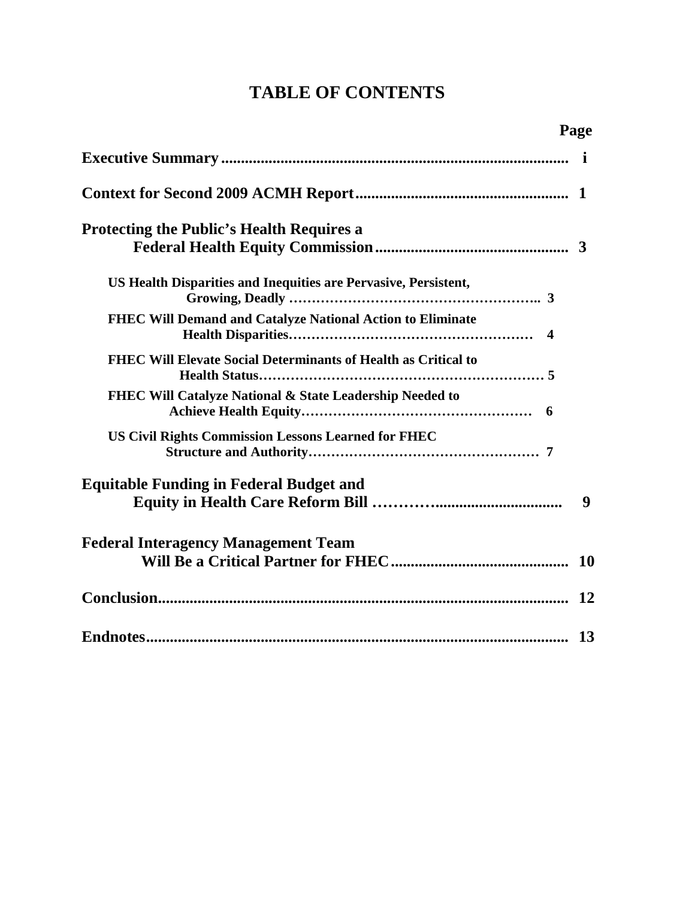# TABLE OF CONTENTS

| | Page |
|---|---|
| **Executive Summary** | **i** |
| **Context for Second 2009 ACMH Report** | **1** |
| **Protecting the Public's Health Requires a Federal Health Equity Commission** | **3** |
| US Health Disparities and Inequities are Pervasive, Persistent, Growing, Deadly | 3 |
| FHEC Will Demand and Catalyze National Action to Eliminate Health Disparities | 4 |
| FHEC Will Elevate Social Determinants of Health as Critical to Health Status | 5 |
| FHEC Will Catalyze National & State Leadership Needed to Achieve Health Equity | 6 |
| US Civil Rights Commission Lessons Learned for FHEC Structure and Authority | 7 |
| **Equitable Funding in Federal Budget and Equity in Health Care Reform Bill** | **9** |
| **Federal Interagency Management Team Will Be a Critical Partner for FHEC** | **10** |
| **Conclusion** | **12** |
| **Endnotes** | **13** |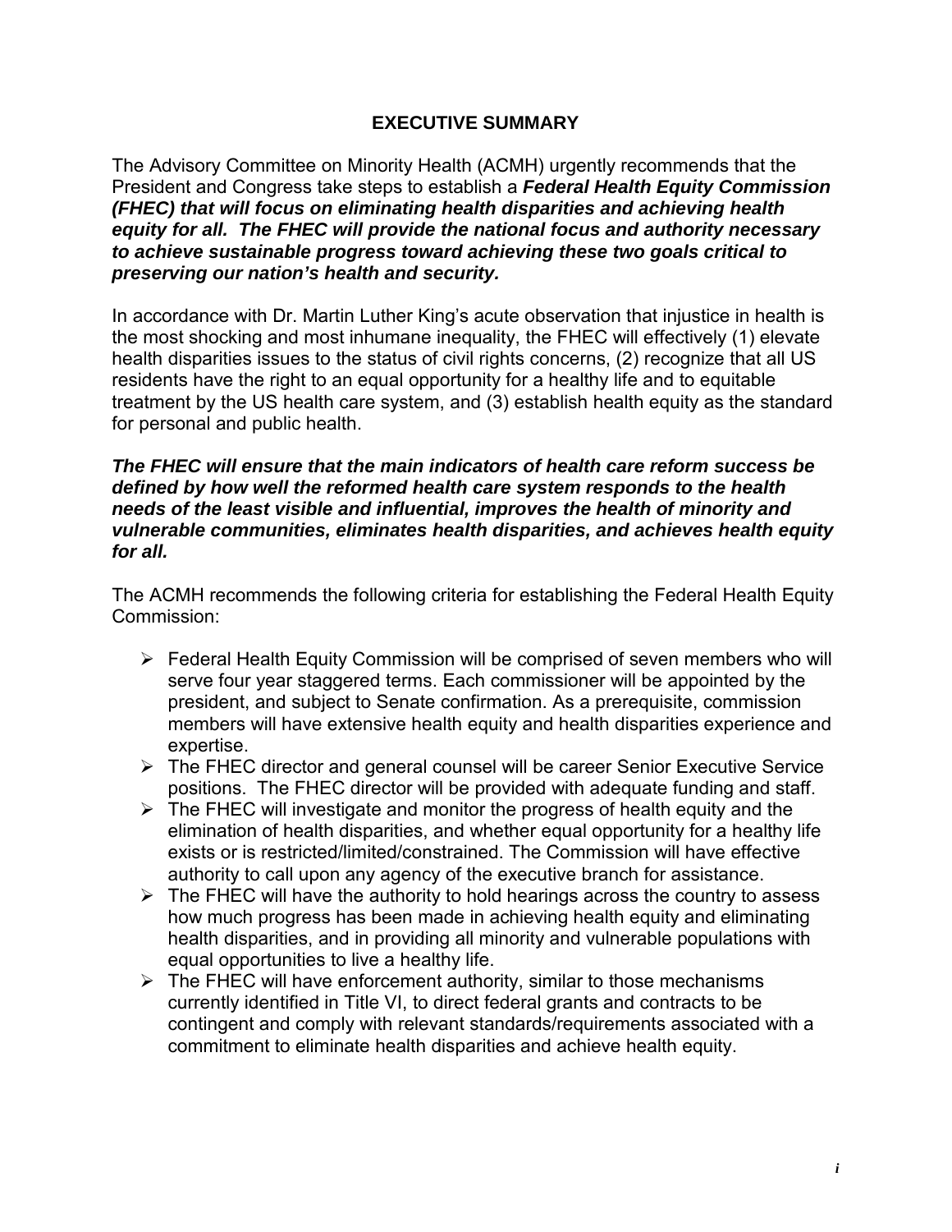# EXECUTIVE SUMMARY

The Advisory Committee on Minority Health (ACMH) urgently recommends that the President and Congress take steps to establish a ***Federal Health Equity Commission (FHEC) that will focus on eliminating health disparities and achieving health equity for all. The FHEC will provide the national focus and authority necessary to achieve sustainable progress toward achieving these two goals critical to preserving our nation's health and security.***

In accordance with Dr. Martin Luther King's acute observation that injustice in health is the most shocking and most inhumane inequality, the FHEC will effectively (1) elevate health disparities issues to the status of civil rights concerns, (2) recognize that all US residents have the right to an equal opportunity for a healthy life and to equitable treatment by the US health care system, and (3) establish health equity as the standard for personal and public health.

***The FHEC will ensure that the main indicators of health care reform success be defined by how well the reformed health care system responds to the health needs of the least visible and influential, improves the health of minority and vulnerable communities, eliminates health disparities, and achieves health equity for all.***

The ACMH recommends the following criteria for establishing the Federal Health Equity Commission:

- Federal Health Equity Commission will be comprised of seven members who will serve four year staggered terms. Each commissioner will be appointed by the president, and subject to Senate confirmation. As a prerequisite, commission members will have extensive health equity and health disparities experience and expertise.
- The FHEC director and general counsel will be career Senior Executive Service positions. The FHEC director will be provided with adequate funding and staff.
- The FHEC will investigate and monitor the progress of health equity and the elimination of health disparities, and whether equal opportunity for a healthy life exists or is restricted/limited/constrained. The Commission will have effective authority to call upon any agency of the executive branch for assistance.
- The FHEC will have the authority to hold hearings across the country to assess how much progress has been made in achieving health equity and eliminating health disparities, and in providing all minority and vulnerable populations with equal opportunities to live a healthy life.
- The FHEC will have enforcement authority, similar to those mechanisms currently identified in Title VI, to direct federal grants and contracts to be contingent and comply with relevant standards/requirements associated with a commitment to eliminate health disparities and achieve health equity.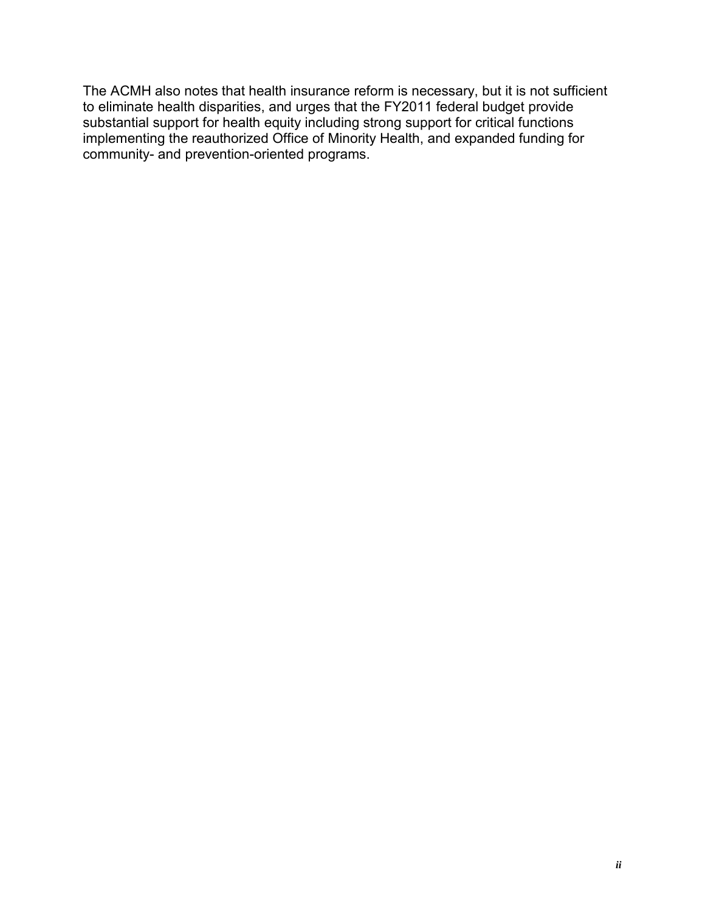The ACMH also notes that health insurance reform is necessary, but it is not sufficient to eliminate health disparities, and urges that the FY2011 federal budget provide substantial support for health equity including strong support for critical functions implementing the reauthorized Office of Minority Health, and expanded funding for community- and prevention-oriented programs.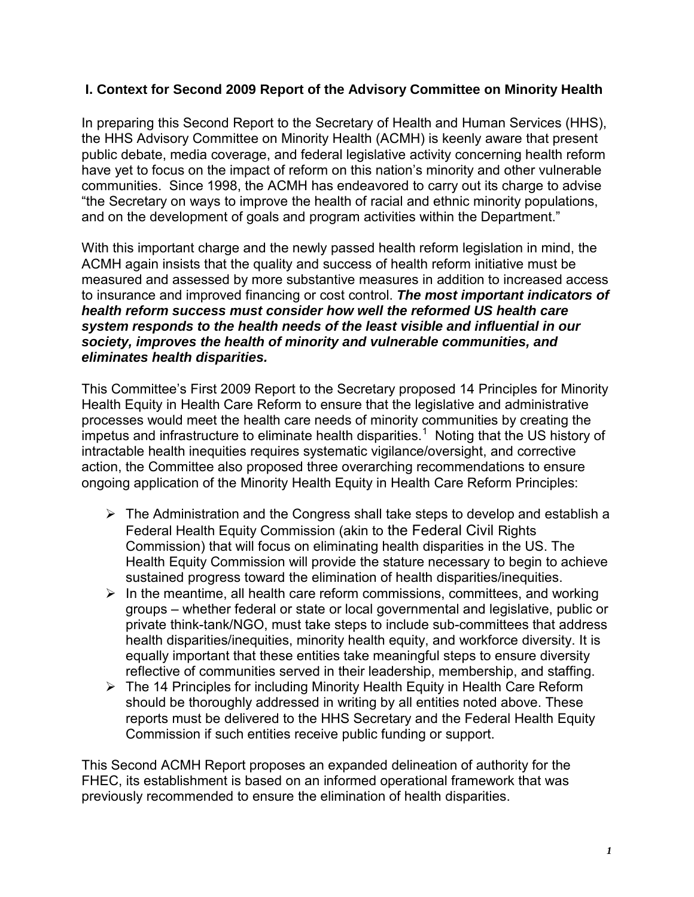## I. Context for Second 2009 Report of the Advisory Committee on Minority Health

In preparing this Second Report to the Secretary of Health and Human Services (HHS), the HHS Advisory Committee on Minority Health (ACMH) is keenly aware that present public debate, media coverage, and federal legislative activity concerning health reform have yet to focus on the impact of reform on this nation's minority and other vulnerable communities. Since 1998, the ACMH has endeavored to carry out its charge to advise "the Secretary on ways to improve the health of racial and ethnic minority populations, and on the development of goals and program activities within the Department."

With this important charge and the newly passed health reform legislation in mind, the ACMH again insists that the quality and success of health reform initiative must be measured and assessed by more substantive measures in addition to increased access to insurance and improved financing or cost control. ***The most important indicators of health reform success must consider how well the reformed US health care system responds to the health needs of the least visible and influential in our society, improves the health of minority and vulnerable communities, and eliminates health disparities.***

This Committee's First 2009 Report to the Secretary proposed 14 Principles for Minority Health Equity in Health Care Reform to ensure that the legislative and administrative processes would meet the health care needs of minority communities by creating the impetus and infrastructure to eliminate health disparities.[1] Noting that the US history of intractable health inequities requires systematic vigilance/oversight, and corrective action, the Committee also proposed three overarching recommendations to ensure ongoing application of the Minority Health Equity in Health Care Reform Principles:

- The Administration and the Congress shall take steps to develop and establish a Federal Health Equity Commission (akin to the Federal Civil Rights Commission) that will focus on eliminating health disparities in the US. The Health Equity Commission will provide the stature necessary to begin to achieve sustained progress toward the elimination of health disparities/inequities.
- In the meantime, all health care reform commissions, committees, and working groups – whether federal or state or local governmental and legislative, public or private think-tank/NGO, must take steps to include sub-committees that address health disparities/inequities, minority health equity, and workforce diversity. It is equally important that these entities take meaningful steps to ensure diversity reflective of communities served in their leadership, membership, and staffing.
- The 14 Principles for including Minority Health Equity in Health Care Reform should be thoroughly addressed in writing by all entities noted above. These reports must be delivered to the HHS Secretary and the Federal Health Equity Commission if such entities receive public funding or support.

This Second ACMH Report proposes an expanded delineation of authority for the FHEC, its establishment is based on an informed operational framework that was previously recommended to ensure the elimination of health disparities.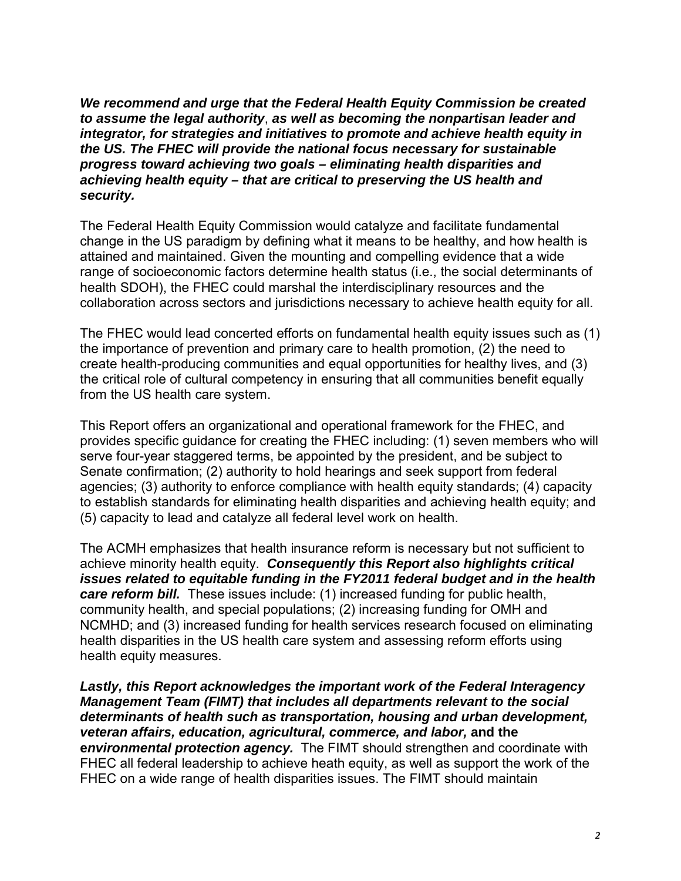***We recommend and urge that the Federal Health Equity Commission be created to assume the legal authority*, *as well as becoming the nonpartisan leader and integrator, for strategies and initiatives to promote and achieve health equity in the US. The FHEC will provide the national focus necessary for sustainable progress toward achieving two goals – eliminating health disparities and achieving health equity – that are critical to preserving the US health and security.***

The Federal Health Equity Commission would catalyze and facilitate fundamental change in the US paradigm by defining what it means to be healthy, and how health is attained and maintained. Given the mounting and compelling evidence that a wide range of socioeconomic factors determine health status (i.e., the social determinants of health SDOH), the FHEC could marshal the interdisciplinary resources and the collaboration across sectors and jurisdictions necessary to achieve health equity for all.

The FHEC would lead concerted efforts on fundamental health equity issues such as (1) the importance of prevention and primary care to health promotion, (2) the need to create health-producing communities and equal opportunities for healthy lives, and (3) the critical role of cultural competency in ensuring that all communities benefit equally from the US health care system.

This Report offers an organizational and operational framework for the FHEC, and provides specific guidance for creating the FHEC including: (1) seven members who will serve four-year staggered terms, be appointed by the president, and be subject to Senate confirmation; (2) authority to hold hearings and seek support from federal agencies; (3) authority to enforce compliance with health equity standards; (4) capacity to establish standards for eliminating health disparities and achieving health equity; and (5) capacity to lead and catalyze all federal level work on health.

The ACMH emphasizes that health insurance reform is necessary but not sufficient to achieve minority health equity. ***Consequently this Report also highlights critical issues related to equitable funding in the FY2011 federal budget and in the health care reform bill.*** These issues include: (1) increased funding for public health, community health, and special populations; (2) increasing funding for OMH and NCMHD; and (3) increased funding for health services research focused on eliminating health disparities in the US health care system and assessing reform efforts using health equity measures.

***Lastly, this Report acknowledges the important work of the Federal Interagency Management Team (FIMT) that includes all departments relevant to the social determinants of health such as transportation, housing and urban development, veteran affairs, education, agricultural, commerce, and labor,* and the *environmental protection agency.*** The FIMT should strengthen and coordinate with FHEC all federal leadership to achieve heath equity, as well as support the work of the FHEC on a wide range of health disparities issues. The FIMT should maintain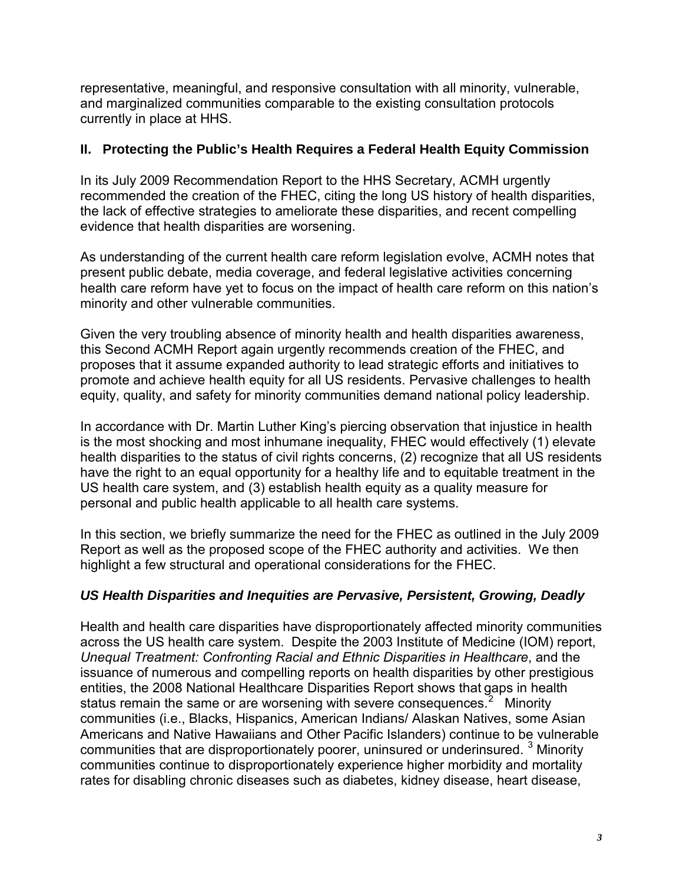representative, meaningful, and responsive consultation with all minority, vulnerable, and marginalized communities comparable to the existing consultation protocols currently in place at HHS.

## II. Protecting the Public's Health Requires a Federal Health Equity Commission

In its July 2009 Recommendation Report to the HHS Secretary, ACMH urgently recommended the creation of the FHEC, citing the long US history of health disparities, the lack of effective strategies to ameliorate these disparities, and recent compelling evidence that health disparities are worsening.

As understanding of the current health care reform legislation evolve, ACMH notes that present public debate, media coverage, and federal legislative activities concerning health care reform have yet to focus on the impact of health care reform on this nation's minority and other vulnerable communities.

Given the very troubling absence of minority health and health disparities awareness, this Second ACMH Report again urgently recommends creation of the FHEC, and proposes that it assume expanded authority to lead strategic efforts and initiatives to promote and achieve health equity for all US residents. Pervasive challenges to health equity, quality, and safety for minority communities demand national policy leadership.

In accordance with Dr. Martin Luther King's piercing observation that injustice in health is the most shocking and most inhumane inequality, FHEC would effectively (1) elevate health disparities to the status of civil rights concerns, (2) recognize that all US residents have the right to an equal opportunity for a healthy life and to equitable treatment in the US health care system, and (3) establish health equity as a quality measure for personal and public health applicable to all health care systems.

In this section, we briefly summarize the need for the FHEC as outlined in the July 2009 Report as well as the proposed scope of the FHEC authority and activities. We then highlight a few structural and operational considerations for the FHEC.

### *US Health Disparities and Inequities are Pervasive, Persistent, Growing, Deadly*

Health and health care disparities have disproportionately affected minority communities across the US health care system. Despite the 2003 Institute of Medicine (IOM) report, *Unequal Treatment: Confronting Racial and Ethnic Disparities in Healthcare*, and the issuance of numerous and compelling reports on health disparities by other prestigious entities, the 2008 National Healthcare Disparities Report shows that gaps in health status remain the same or are worsening with severe consequences.[2] Minority communities (i.e., Blacks, Hispanics, American Indians/ Alaskan Natives, some Asian Americans and Native Hawaiians and Other Pacific Islanders) continue to be vulnerable communities that are disproportionately poorer, uninsured or underinsured. [3] Minority communities continue to disproportionately experience higher morbidity and mortality rates for disabling chronic diseases such as diabetes, kidney disease, heart disease,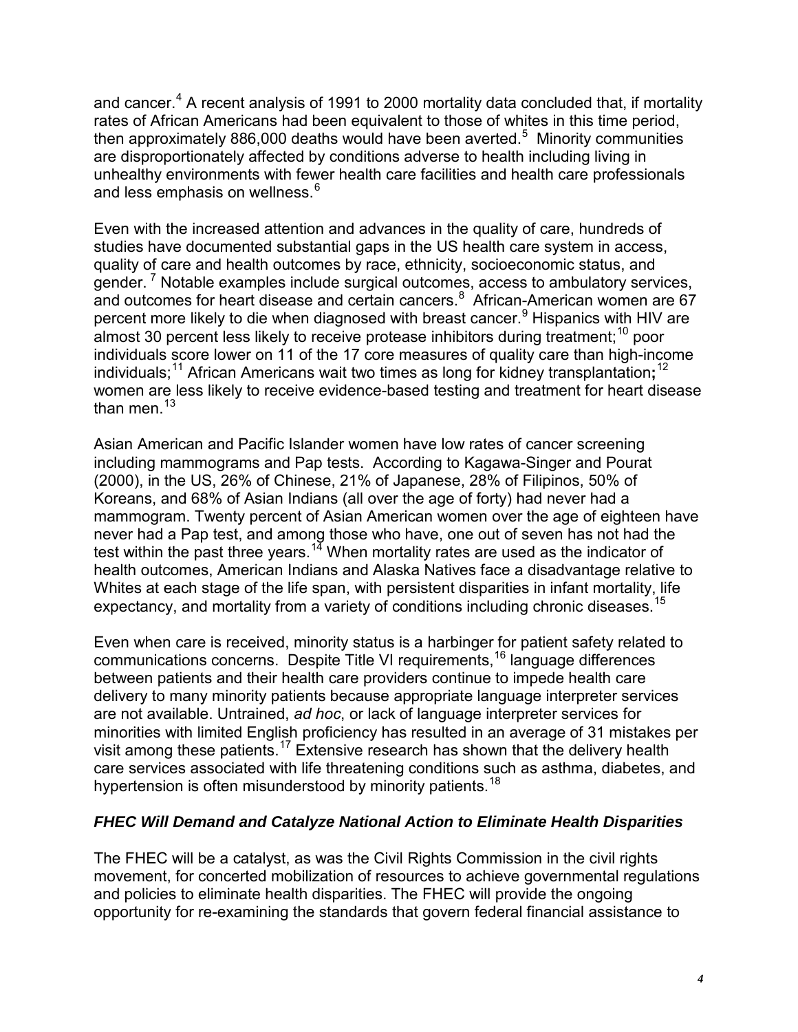and cancer.[4] A recent analysis of 1991 to 2000 mortality data concluded that, if mortality rates of African Americans had been equivalent to those of whites in this time period, then approximately 886,000 deaths would have been averted.[5] Minority communities are disproportionately affected by conditions adverse to health including living in unhealthy environments with fewer health care facilities and health care professionals and less emphasis on wellness.[6]

Even with the increased attention and advances in the quality of care, hundreds of studies have documented substantial gaps in the US health care system in access, quality of care and health outcomes by race, ethnicity, socioeconomic status, and gender.[7] Notable examples include surgical outcomes, access to ambulatory services, and outcomes for heart disease and certain cancers.[8] African-American women are 67 percent more likely to die when diagnosed with breast cancer.[9] Hispanics with HIV are almost 30 percent less likely to receive protease inhibitors during treatment;[10] poor individuals score lower on 11 of the 17 core measures of quality care than high-income individuals;[11] African Americans wait two times as long for kidney transplantation**;**[12] women are less likely to receive evidence-based testing and treatment for heart disease than men.[13]

Asian American and Pacific Islander women have low rates of cancer screening including mammograms and Pap tests. According to Kagawa-Singer and Pourat (2000), in the US, 26% of Chinese, 21% of Japanese, 28% of Filipinos, 50% of Koreans, and 68% of Asian Indians (all over the age of forty) had never had a mammogram. Twenty percent of Asian American women over the age of eighteen have never had a Pap test, and among those who have, one out of seven has not had the test within the past three years.[14] When mortality rates are used as the indicator of health outcomes, American Indians and Alaska Natives face a disadvantage relative to Whites at each stage of the life span, with persistent disparities in infant mortality, life expectancy, and mortality from a variety of conditions including chronic diseases.[15]

Even when care is received, minority status is a harbinger for patient safety related to communications concerns. Despite Title VI requirements,[16] language differences between patients and their health care providers continue to impede health care delivery to many minority patients because appropriate language interpreter services are not available. Untrained, *ad hoc*, or lack of language interpreter services for minorities with limited English proficiency has resulted in an average of 31 mistakes per visit among these patients.[17] Extensive research has shown that the delivery health care services associated with life threatening conditions such as asthma, diabetes, and hypertension is often misunderstood by minority patients.[18]

### *FHEC Will Demand and Catalyze National Action to Eliminate Health Disparities*

The FHEC will be a catalyst, as was the Civil Rights Commission in the civil rights movement, for concerted mobilization of resources to achieve governmental regulations and policies to eliminate health disparities. The FHEC will provide the ongoing opportunity for re-examining the standards that govern federal financial assistance to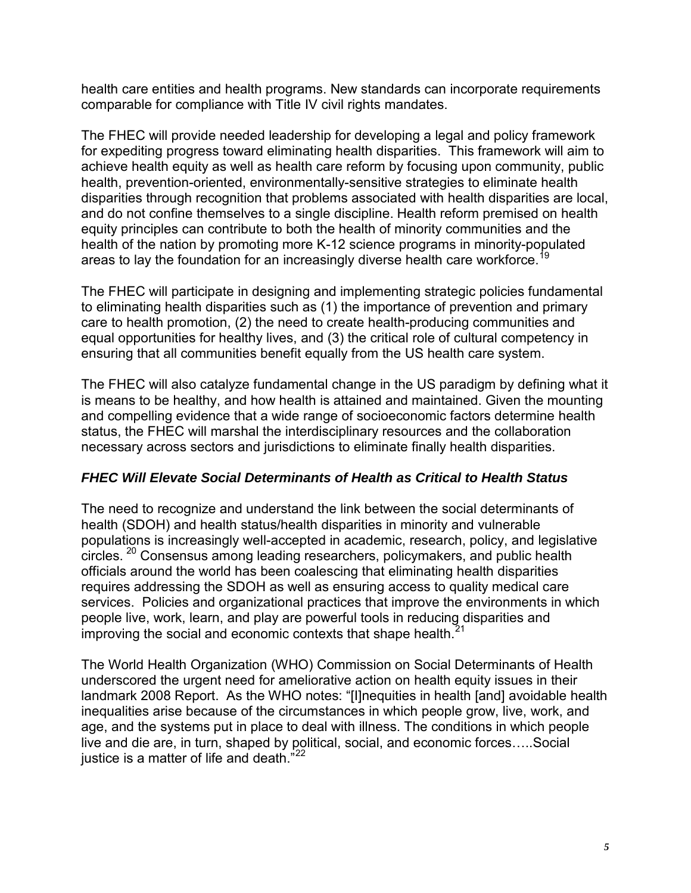health care entities and health programs. New standards can incorporate requirements comparable for compliance with Title IV civil rights mandates.

The FHEC will provide needed leadership for developing a legal and policy framework for expediting progress toward eliminating health disparities. This framework will aim to achieve health equity as well as health care reform by focusing upon community, public health, prevention-oriented, environmentally-sensitive strategies to eliminate health disparities through recognition that problems associated with health disparities are local, and do not confine themselves to a single discipline. Health reform premised on health equity principles can contribute to both the health of minority communities and the health of the nation by promoting more K-12 science programs in minority-populated areas to lay the foundation for an increasingly diverse health care workforce.[19]

The FHEC will participate in designing and implementing strategic policies fundamental to eliminating health disparities such as (1) the importance of prevention and primary care to health promotion, (2) the need to create health-producing communities and equal opportunities for healthy lives, and (3) the critical role of cultural competency in ensuring that all communities benefit equally from the US health care system.

The FHEC will also catalyze fundamental change in the US paradigm by defining what it is means to be healthy, and how health is attained and maintained. Given the mounting and compelling evidence that a wide range of socioeconomic factors determine health status, the FHEC will marshal the interdisciplinary resources and the collaboration necessary across sectors and jurisdictions to eliminate finally health disparities.

### ***FHEC Will Elevate Social Determinants of Health as Critical to Health Status***

The need to recognize and understand the link between the social determinants of health (SDOH) and health status/health disparities in minority and vulnerable populations is increasingly well-accepted in academic, research, policy, and legislative circles. [20] Consensus among leading researchers, policymakers, and public health officials around the world has been coalescing that eliminating health disparities requires addressing the SDOH as well as ensuring access to quality medical care services. Policies and organizational practices that improve the environments in which people live, work, learn, and play are powerful tools in reducing disparities and improving the social and economic contexts that shape health.[21]

The World Health Organization (WHO) Commission on Social Determinants of Health underscored the urgent need for ameliorative action on health equity issues in their landmark 2008 Report. As the WHO notes: "[I]nequities in health [and] avoidable health inequalities arise because of the circumstances in which people grow, live, work, and age, and the systems put in place to deal with illness. The conditions in which people live and die are, in turn, shaped by political, social, and economic forces…..Social justice is a matter of life and death."[22]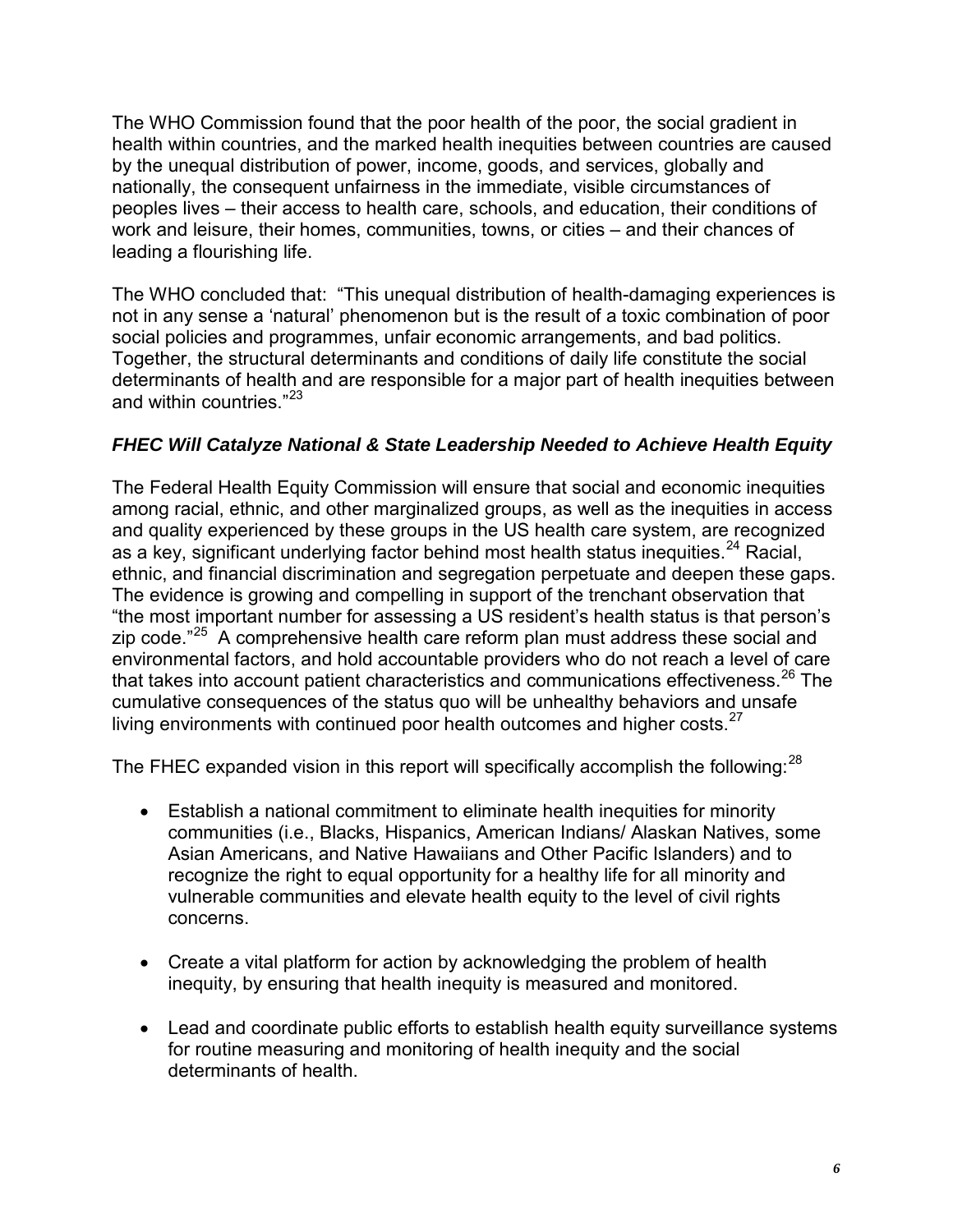The WHO Commission found that the poor health of the poor, the social gradient in health within countries, and the marked health inequities between countries are caused by the unequal distribution of power, income, goods, and services, globally and nationally, the consequent unfairness in the immediate, visible circumstances of peoples lives – their access to health care, schools, and education, their conditions of work and leisure, their homes, communities, towns, or cities – and their chances of leading a flourishing life.

The WHO concluded that: "This unequal distribution of health-damaging experiences is not in any sense a 'natural' phenomenon but is the result of a toxic combination of poor social policies and programmes, unfair economic arrangements, and bad politics. Together, the structural determinants and conditions of daily life constitute the social determinants of health and are responsible for a major part of health inequities between and within countries."[23]

### *FHEC Will Catalyze National & State Leadership Needed to Achieve Health Equity*

The Federal Health Equity Commission will ensure that social and economic inequities among racial, ethnic, and other marginalized groups, as well as the inequities in access and quality experienced by these groups in the US health care system, are recognized as a key, significant underlying factor behind most health status inequities.[24] Racial, ethnic, and financial discrimination and segregation perpetuate and deepen these gaps. The evidence is growing and compelling in support of the trenchant observation that "the most important number for assessing a US resident's health status is that person's zip code."[25] A comprehensive health care reform plan must address these social and environmental factors, and hold accountable providers who do not reach a level of care that takes into account patient characteristics and communications effectiveness.[26] The cumulative consequences of the status quo will be unhealthy behaviors and unsafe living environments with continued poor health outcomes and higher costs.[27]

The FHEC expanded vision in this report will specifically accomplish the following:[28]

- Establish a national commitment to eliminate health inequities for minority communities (i.e., Blacks, Hispanics, American Indians/ Alaskan Natives, some Asian Americans, and Native Hawaiians and Other Pacific Islanders) and to recognize the right to equal opportunity for a healthy life for all minority and vulnerable communities and elevate health equity to the level of civil rights concerns.

- Create a vital platform for action by acknowledging the problem of health inequity, by ensuring that health inequity is measured and monitored.

- Lead and coordinate public efforts to establish health equity surveillance systems for routine measuring and monitoring of health inequity and the social determinants of health.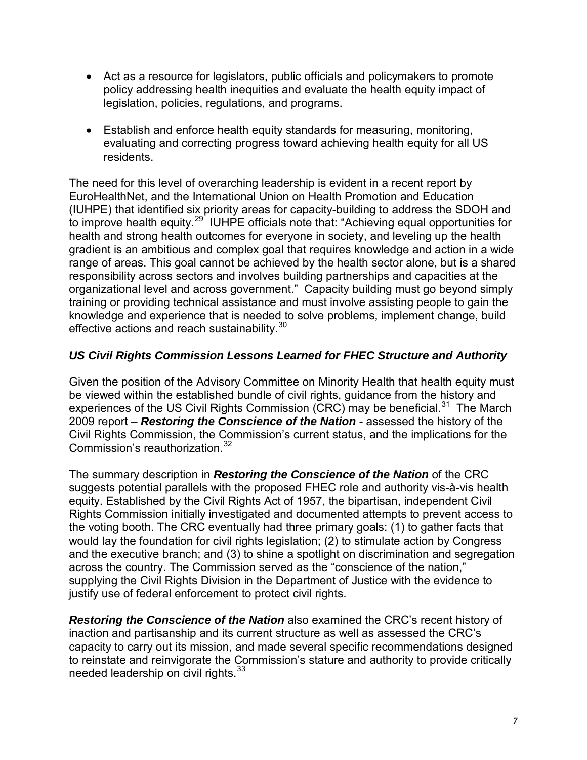- Act as a resource for legislators, public officials and policymakers to promote policy addressing health inequities and evaluate the health equity impact of legislation, policies, regulations, and programs.
- Establish and enforce health equity standards for measuring, monitoring, evaluating and correcting progress toward achieving health equity for all US residents.

The need for this level of overarching leadership is evident in a recent report by EuroHealthNet, and the International Union on Health Promotion and Education (IUHPE) that identified six priority areas for capacity-building to address the SDOH and to improve health equity.[29] IUHPE officials note that: "Achieving equal opportunities for health and strong health outcomes for everyone in society, and leveling up the health gradient is an ambitious and complex goal that requires knowledge and action in a wide range of areas. This goal cannot be achieved by the health sector alone, but is a shared responsibility across sectors and involves building partnerships and capacities at the organizational level and across government." Capacity building must go beyond simply training or providing technical assistance and must involve assisting people to gain the knowledge and experience that is needed to solve problems, implement change, build effective actions and reach sustainability.[30]

### *US Civil Rights Commission Lessons Learned for FHEC Structure and Authority*

Given the position of the Advisory Committee on Minority Health that health equity must be viewed within the established bundle of civil rights, guidance from the history and experiences of the US Civil Rights Commission (CRC) may be beneficial.[31] The March 2009 report – ***Restoring the Conscience of the Nation*** - assessed the history of the Civil Rights Commission, the Commission's current status, and the implications for the Commission's reauthorization.[32]

The summary description in ***Restoring the Conscience of the Nation*** of the CRC suggests potential parallels with the proposed FHEC role and authority vis-à-vis health equity. Established by the Civil Rights Act of 1957, the bipartisan, independent Civil Rights Commission initially investigated and documented attempts to prevent access to the voting booth. The CRC eventually had three primary goals: (1) to gather facts that would lay the foundation for civil rights legislation; (2) to stimulate action by Congress and the executive branch; and (3) to shine a spotlight on discrimination and segregation across the country. The Commission served as the "conscience of the nation," supplying the Civil Rights Division in the Department of Justice with the evidence to justify use of federal enforcement to protect civil rights.

***Restoring the Conscience of the Nation*** also examined the CRC's recent history of inaction and partisanship and its current structure as well as assessed the CRC's capacity to carry out its mission, and made several specific recommendations designed to reinstate and reinvigorate the Commission's stature and authority to provide critically needed leadership on civil rights.[33]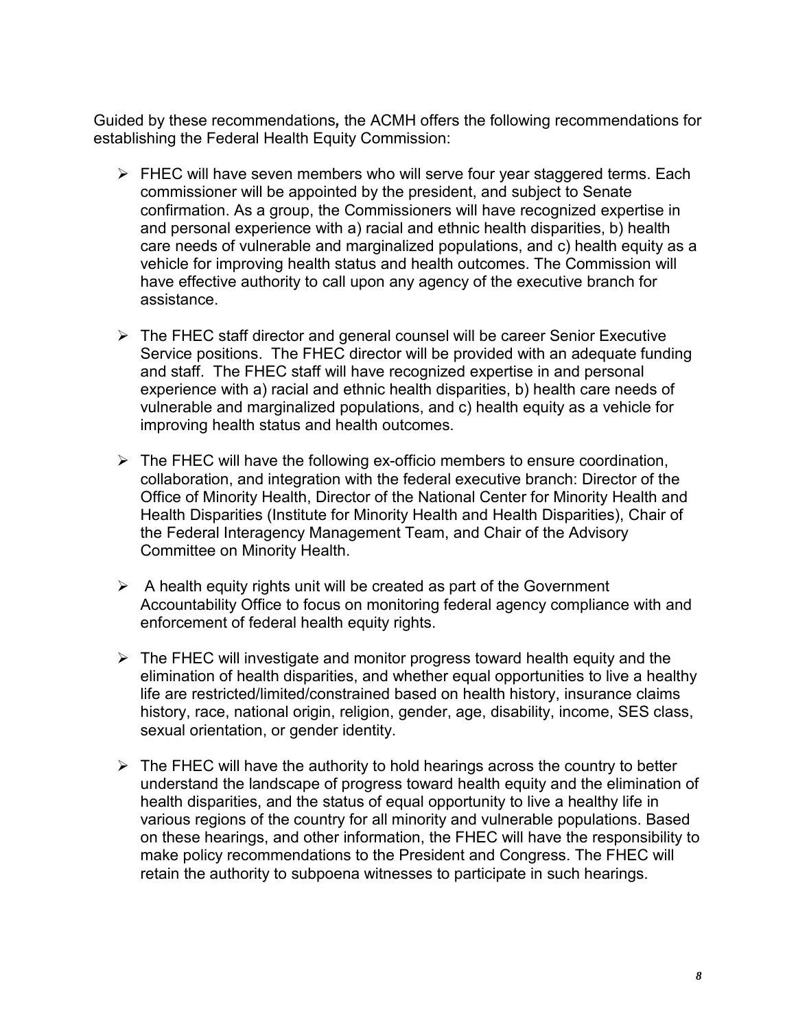Guided by these recommendations*,* the ACMH offers the following recommendations for establishing the Federal Health Equity Commission:

- FHEC will have seven members who will serve four year staggered terms. Each commissioner will be appointed by the president, and subject to Senate confirmation. As a group, the Commissioners will have recognized expertise in and personal experience with a) racial and ethnic health disparities, b) health care needs of vulnerable and marginalized populations, and c) health equity as a vehicle for improving health status and health outcomes. The Commission will have effective authority to call upon any agency of the executive branch for assistance.

- The FHEC staff director and general counsel will be career Senior Executive Service positions. The FHEC director will be provided with an adequate funding and staff. The FHEC staff will have recognized expertise in and personal experience with a) racial and ethnic health disparities, b) health care needs of vulnerable and marginalized populations, and c) health equity as a vehicle for improving health status and health outcomes.

- The FHEC will have the following ex-officio members to ensure coordination, collaboration, and integration with the federal executive branch: Director of the Office of Minority Health, Director of the National Center for Minority Health and Health Disparities (Institute for Minority Health and Health Disparities), Chair of the Federal Interagency Management Team, and Chair of the Advisory Committee on Minority Health.

- A health equity rights unit will be created as part of the Government Accountability Office to focus on monitoring federal agency compliance with and enforcement of federal health equity rights.

- The FHEC will investigate and monitor progress toward health equity and the elimination of health disparities, and whether equal opportunities to live a healthy life are restricted/limited/constrained based on health history, insurance claims history, race, national origin, religion, gender, age, disability, income, SES class, sexual orientation, or gender identity.

- The FHEC will have the authority to hold hearings across the country to better understand the landscape of progress toward health equity and the elimination of health disparities, and the status of equal opportunity to live a healthy life in various regions of the country for all minority and vulnerable populations. Based on these hearings, and other information, the FHEC will have the responsibility to make policy recommendations to the President and Congress. The FHEC will retain the authority to subpoena witnesses to participate in such hearings.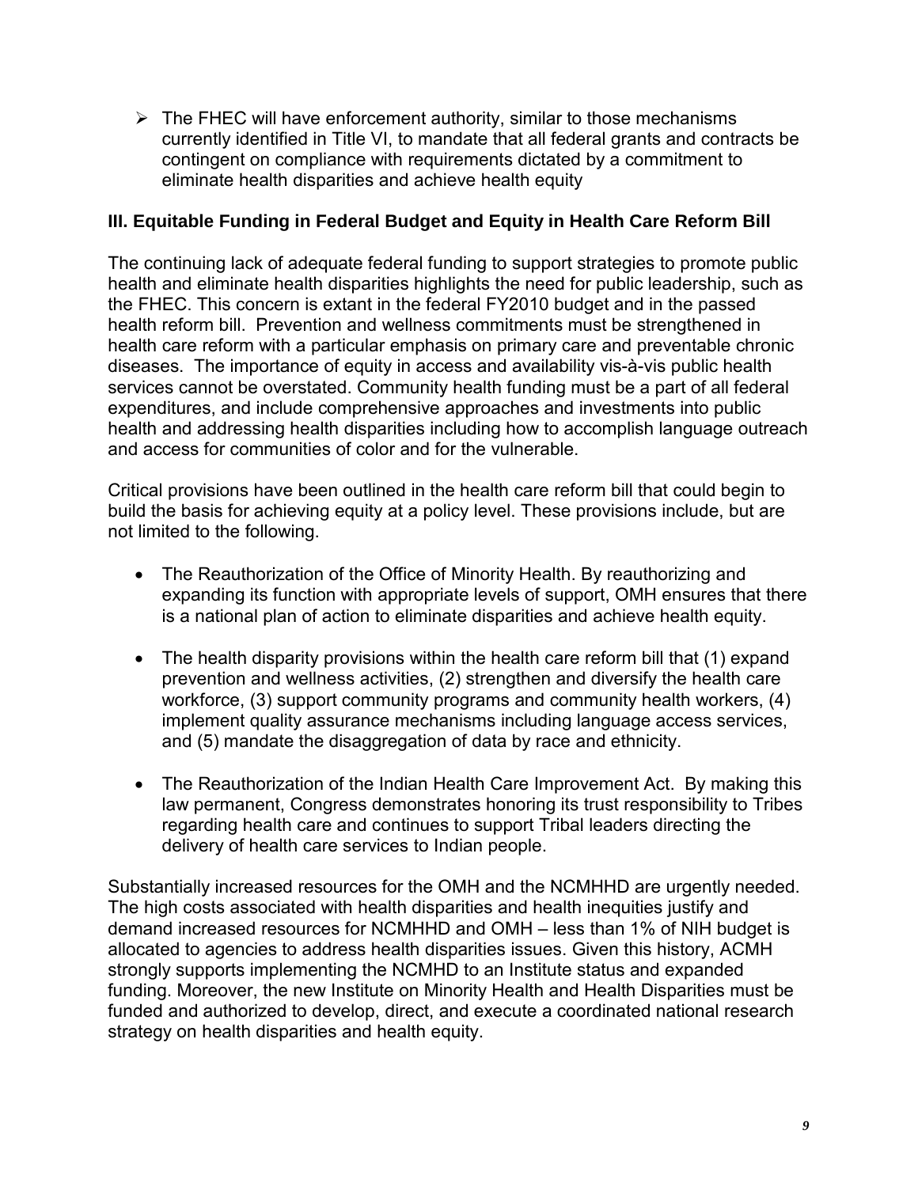- The FHEC will have enforcement authority, similar to those mechanisms currently identified in Title VI, to mandate that all federal grants and contracts be contingent on compliance with requirements dictated by a commitment to eliminate health disparities and achieve health equity

### III. Equitable Funding in Federal Budget and Equity in Health Care Reform Bill

The continuing lack of adequate federal funding to support strategies to promote public health and eliminate health disparities highlights the need for public leadership, such as the FHEC. This concern is extant in the federal FY2010 budget and in the passed health reform bill. Prevention and wellness commitments must be strengthened in health care reform with a particular emphasis on primary care and preventable chronic diseases. The importance of equity in access and availability vis-à-vis public health services cannot be overstated. Community health funding must be a part of all federal expenditures, and include comprehensive approaches and investments into public health and addressing health disparities including how to accomplish language outreach and access for communities of color and for the vulnerable.

Critical provisions have been outlined in the health care reform bill that could begin to build the basis for achieving equity at a policy level. These provisions include, but are not limited to the following.

- The Reauthorization of the Office of Minority Health. By reauthorizing and expanding its function with appropriate levels of support, OMH ensures that there is a national plan of action to eliminate disparities and achieve health equity.

- The health disparity provisions within the health care reform bill that (1) expand prevention and wellness activities, (2) strengthen and diversify the health care workforce, (3) support community programs and community health workers, (4) implement quality assurance mechanisms including language access services, and (5) mandate the disaggregation of data by race and ethnicity.

- The Reauthorization of the Indian Health Care Improvement Act. By making this law permanent, Congress demonstrates honoring its trust responsibility to Tribes regarding health care and continues to support Tribal leaders directing the delivery of health care services to Indian people.

Substantially increased resources for the OMH and the NCMHHD are urgently needed. The high costs associated with health disparities and health inequities justify and demand increased resources for NCMHHD and OMH – less than 1% of NIH budget is allocated to agencies to address health disparities issues. Given this history, ACMH strongly supports implementing the NCMHD to an Institute status and expanded funding. Moreover, the new Institute on Minority Health and Health Disparities must be funded and authorized to develop, direct, and execute a coordinated national research strategy on health disparities and health equity.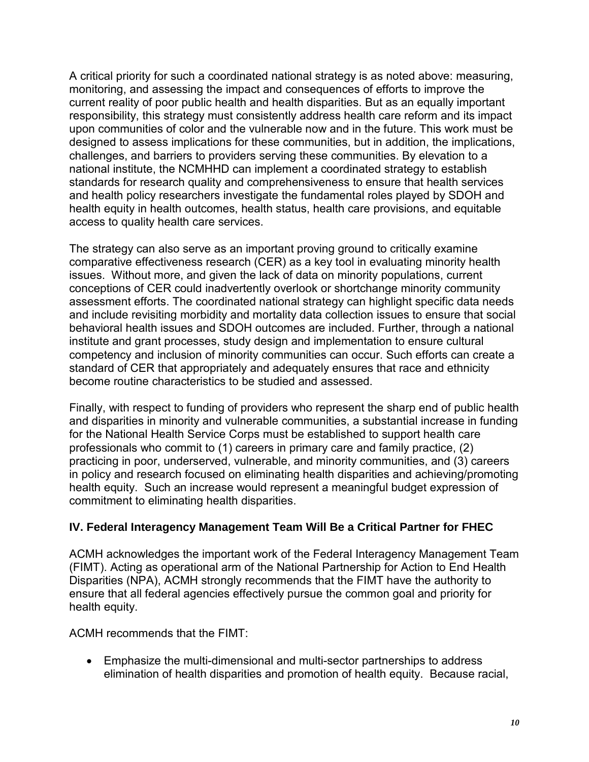A critical priority for such a coordinated national strategy is as noted above: measuring, monitoring, and assessing the impact and consequences of efforts to improve the current reality of poor public health and health disparities. But as an equally important responsibility, this strategy must consistently address health care reform and its impact upon communities of color and the vulnerable now and in the future. This work must be designed to assess implications for these communities, but in addition, the implications, challenges, and barriers to providers serving these communities. By elevation to a national institute, the NCMHHD can implement a coordinated strategy to establish standards for research quality and comprehensiveness to ensure that health services and health policy researchers investigate the fundamental roles played by SDOH and health equity in health outcomes, health status, health care provisions, and equitable access to quality health care services.

The strategy can also serve as an important proving ground to critically examine comparative effectiveness research (CER) as a key tool in evaluating minority health issues. Without more, and given the lack of data on minority populations, current conceptions of CER could inadvertently overlook or shortchange minority community assessment efforts. The coordinated national strategy can highlight specific data needs and include revisiting morbidity and mortality data collection issues to ensure that social behavioral health issues and SDOH outcomes are included. Further, through a national institute and grant processes, study design and implementation to ensure cultural competency and inclusion of minority communities can occur. Such efforts can create a standard of CER that appropriately and adequately ensures that race and ethnicity become routine characteristics to be studied and assessed.

Finally, with respect to funding of providers who represent the sharp end of public health and disparities in minority and vulnerable communities, a substantial increase in funding for the National Health Service Corps must be established to support health care professionals who commit to (1) careers in primary care and family practice, (2) practicing in poor, underserved, vulnerable, and minority communities, and (3) careers in policy and research focused on eliminating health disparities and achieving/promoting health equity. Such an increase would represent a meaningful budget expression of commitment to eliminating health disparities.

### IV. Federal Interagency Management Team Will Be a Critical Partner for FHEC

ACMH acknowledges the important work of the Federal Interagency Management Team (FIMT). Acting as operational arm of the National Partnership for Action to End Health Disparities (NPA), ACMH strongly recommends that the FIMT have the authority to ensure that all federal agencies effectively pursue the common goal and priority for health equity.

ACMH recommends that the FIMT:

- Emphasize the multi-dimensional and multi-sector partnerships to address elimination of health disparities and promotion of health equity. Because racial,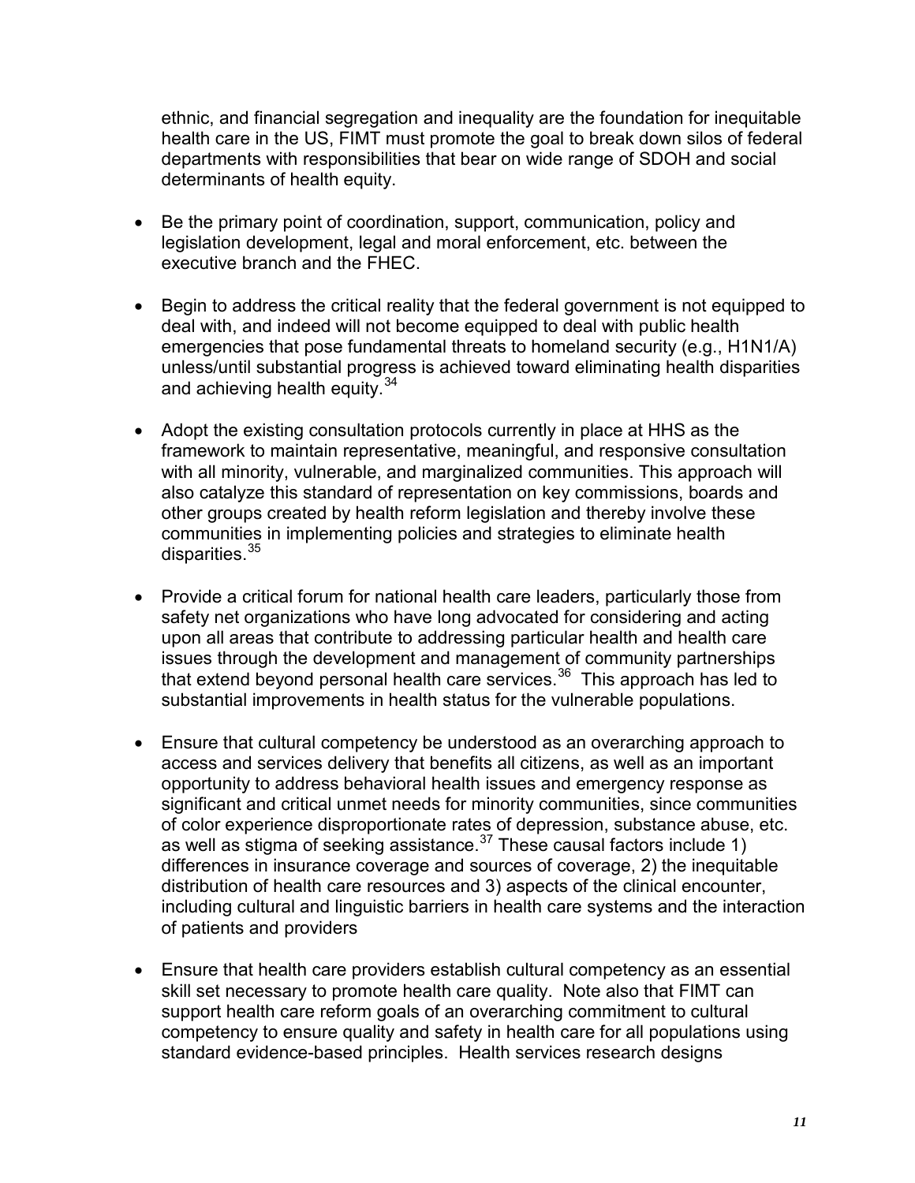ethnic, and financial segregation and inequality are the foundation for inequitable health care in the US, FIMT must promote the goal to break down silos of federal departments with responsibilities that bear on wide range of SDOH and social determinants of health equity.

- Be the primary point of coordination, support, communication, policy and legislation development, legal and moral enforcement, etc. between the executive branch and the FHEC.

- Begin to address the critical reality that the federal government is not equipped to deal with, and indeed will not become equipped to deal with public health emergencies that pose fundamental threats to homeland security (e.g., H1N1/A) unless/until substantial progress is achieved toward eliminating health disparities and achieving health equity.[34]

- Adopt the existing consultation protocols currently in place at HHS as the framework to maintain representative, meaningful, and responsive consultation with all minority, vulnerable, and marginalized communities. This approach will also catalyze this standard of representation on key commissions, boards and other groups created by health reform legislation and thereby involve these communities in implementing policies and strategies to eliminate health disparities.[35]

- Provide a critical forum for national health care leaders, particularly those from safety net organizations who have long advocated for considering and acting upon all areas that contribute to addressing particular health and health care issues through the development and management of community partnerships that extend beyond personal health care services.[36] This approach has led to substantial improvements in health status for the vulnerable populations.

- Ensure that cultural competency be understood as an overarching approach to access and services delivery that benefits all citizens, as well as an important opportunity to address behavioral health issues and emergency response as significant and critical unmet needs for minority communities, since communities of color experience disproportionate rates of depression, substance abuse, etc. as well as stigma of seeking assistance.[37] These causal factors include 1) differences in insurance coverage and sources of coverage, 2) the inequitable distribution of health care resources and 3) aspects of the clinical encounter, including cultural and linguistic barriers in health care systems and the interaction of patients and providers

- Ensure that health care providers establish cultural competency as an essential skill set necessary to promote health care quality. Note also that FIMT can support health care reform goals of an overarching commitment to cultural competency to ensure quality and safety in health care for all populations using standard evidence-based principles. Health services research designs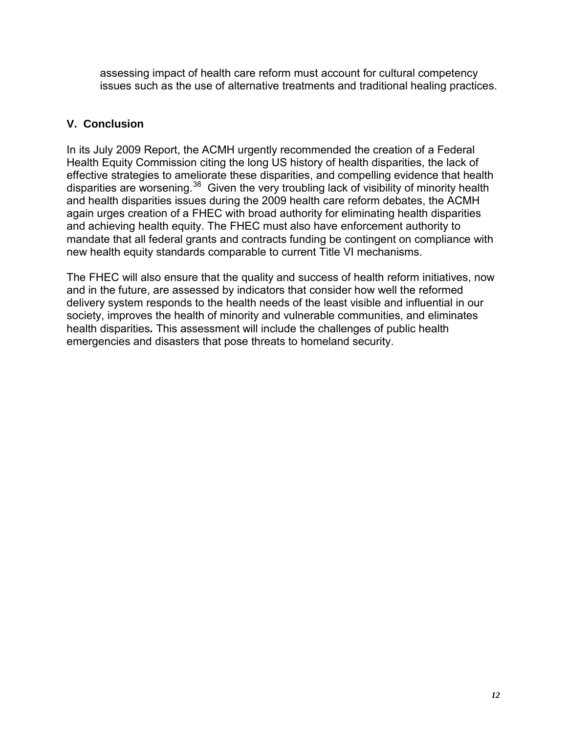assessing impact of health care reform must account for cultural competency issues such as the use of alternative treatments and traditional healing practices.

## V. Conclusion

In its July 2009 Report, the ACMH urgently recommended the creation of a Federal Health Equity Commission citing the long US history of health disparities, the lack of effective strategies to ameliorate these disparities, and compelling evidence that health disparities are worsening.[38] Given the very troubling lack of visibility of minority health and health disparities issues during the 2009 health care reform debates, the ACMH again urges creation of a FHEC with broad authority for eliminating health disparities and achieving health equity. The FHEC must also have enforcement authority to mandate that all federal grants and contracts funding be contingent on compliance with new health equity standards comparable to current Title VI mechanisms.

The FHEC will also ensure that the quality and success of health reform initiatives, now and in the future, are assessed by indicators that consider how well the reformed delivery system responds to the health needs of the least visible and influential in our society, improves the health of minority and vulnerable communities, and eliminates health disparities*.* This assessment will include the challenges of public health emergencies and disasters that pose threats to homeland security.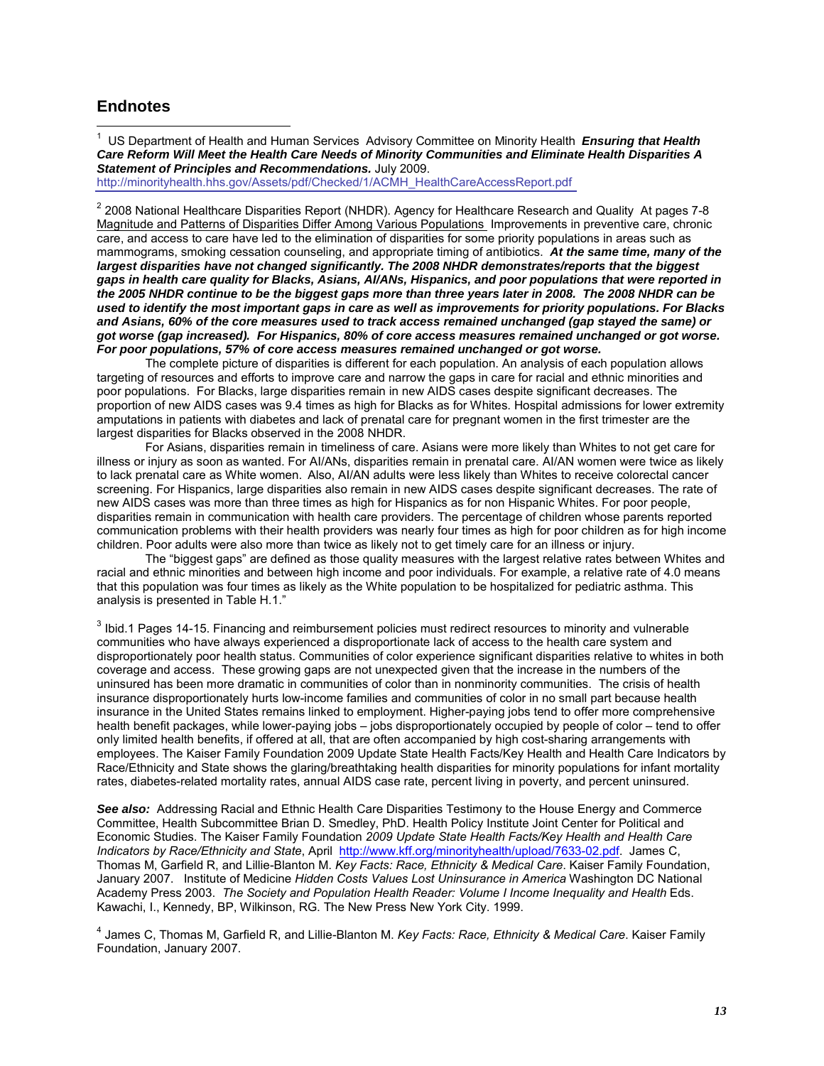## Endnotes

[1] US Department of Health and Human Services Advisory Committee on Minority Health ***Ensuring that Health Care Reform Will Meet the Health Care Needs of Minority Communities and Eliminate Health Disparities A Statement of Principles and Recommendations.*** July 2009. http://minorityhealth.hhs.gov/Assets/pdf/Checked/1/ACMH_HealthCareAccessReport.pdf

[2] 2008 National Healthcare Disparities Report (NHDR). Agency for Healthcare Research and Quality At pages 7-8 Magnitude and Patterns of Disparities Differ Among Various Populations Improvements in preventive care, chronic care, and access to care have led to the elimination of disparities for some priority populations in areas such as mammograms, smoking cessation counseling, and appropriate timing of antibiotics. ***At the same time, many of the largest disparities have not changed significantly. The 2008 NHDR demonstrates/reports that the biggest gaps in health care quality for Blacks, Asians, AI/ANs, Hispanics, and poor populations that were reported in the 2005 NHDR continue to be the biggest gaps more than three years later in 2008. The 2008 NHDR can be used to identify the most important gaps in care as well as improvements for priority populations. For Blacks and Asians, 60% of the core measures used to track access remained unchanged (gap stayed the same) or got worse (gap increased). For Hispanics, 80% of core access measures remained unchanged or got worse. For poor populations, 57% of core access measures remained unchanged or got worse.***

The complete picture of disparities is different for each population. An analysis of each population allows targeting of resources and efforts to improve care and narrow the gaps in care for racial and ethnic minorities and poor populations. For Blacks, large disparities remain in new AIDS cases despite significant decreases. The proportion of new AIDS cases was 9.4 times as high for Blacks as for Whites. Hospital admissions for lower extremity amputations in patients with diabetes and lack of prenatal care for pregnant women in the first trimester are the largest disparities for Blacks observed in the 2008 NHDR.

For Asians, disparities remain in timeliness of care. Asians were more likely than Whites to not get care for illness or injury as soon as wanted. For AI/ANs, disparities remain in prenatal care. AI/AN women were twice as likely to lack prenatal care as White women. Also, AI/AN adults were less likely than Whites to receive colorectal cancer screening. For Hispanics, large disparities also remain in new AIDS cases despite significant decreases. The rate of new AIDS cases was more than three times as high for Hispanics as for non Hispanic Whites. For poor people, disparities remain in communication with health care providers. The percentage of children whose parents reported communication problems with their health providers was nearly four times as high for poor children as for high income children. Poor adults were also more than twice as likely not to get timely care for an illness or injury.

The "biggest gaps" are defined as those quality measures with the largest relative rates between Whites and racial and ethnic minorities and between high income and poor individuals. For example, a relative rate of 4.0 means that this population was four times as likely as the White population to be hospitalized for pediatric asthma. This analysis is presented in Table H.1."

[3] Ibid.1 Pages 14-15. Financing and reimbursement policies must redirect resources to minority and vulnerable communities who have always experienced a disproportionate lack of access to the health care system and disproportionately poor health status. Communities of color experience significant disparities relative to whites in both coverage and access. These growing gaps are not unexpected given that the increase in the numbers of the uninsured has been more dramatic in communities of color than in nonminority communities. The crisis of health insurance disproportionately hurts low-income families and communities of color in no small part because health insurance in the United States remains linked to employment. Higher-paying jobs tend to offer more comprehensive health benefit packages, while lower-paying jobs – jobs disproportionately occupied by people of color – tend to offer only limited health benefits, if offered at all, that are often accompanied by high cost-sharing arrangements with employees. The Kaiser Family Foundation 2009 Update State Health Facts/Key Health and Health Care Indicators by Race/Ethnicity and State shows the glaring/breathtaking health disparities for minority populations for infant mortality rates, diabetes-related mortality rates, annual AIDS case rate, percent living in poverty, and percent uninsured.

***See also:*** Addressing Racial and Ethnic Health Care Disparities Testimony to the House Energy and Commerce Committee, Health Subcommittee Brian D. Smedley, PhD. Health Policy Institute Joint Center for Political and Economic Studies. The Kaiser Family Foundation *2009 Update State Health Facts/Key Health and Health Care Indicators by Race/Ethnicity and State*, April http://www.kff.org/minorityhealth/upload/7633-02.pdf. James C, Thomas M, Garfield R, and Lillie-Blanton M. *Key Facts: Race, Ethnicity & Medical Care*. Kaiser Family Foundation, January 2007. Institute of Medicine *Hidden Costs Values Lost Uninsurance in America* Washington DC National Academy Press 2003. *The Society and Population Health Reader: Volume I Income Inequality and Health* Eds. Kawachi, I., Kennedy, BP, Wilkinson, RG. The New Press New York City. 1999.

[4] James C, Thomas M, Garfield R, and Lillie-Blanton M. *Key Facts: Race, Ethnicity & Medical Care*. Kaiser Family Foundation, January 2007.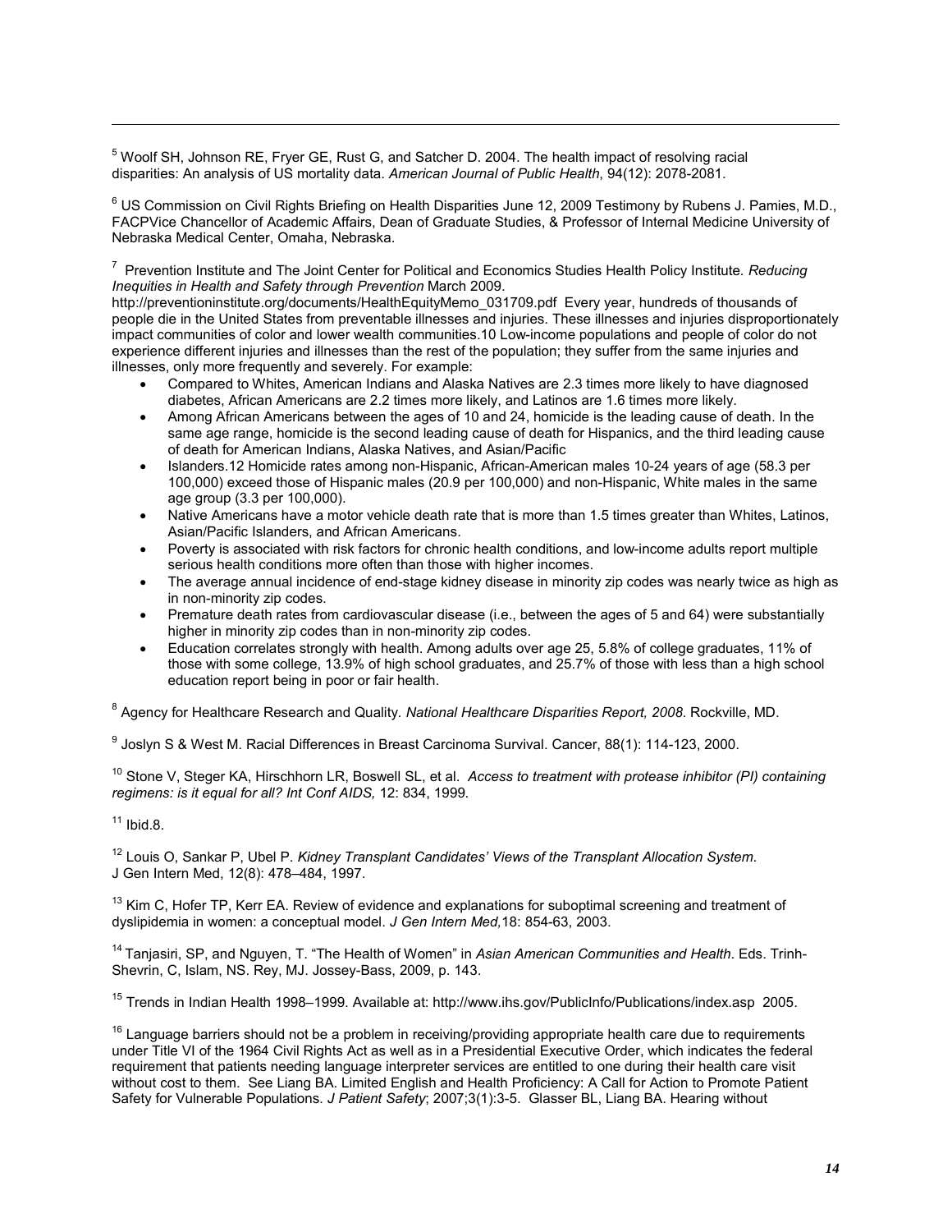[5] Woolf SH, Johnson RE, Fryer GE, Rust G, and Satcher D. 2004. The health impact of resolving racial disparities: An analysis of US mortality data. *American Journal of Public Health*, 94(12): 2078-2081.

[6] US Commission on Civil Rights Briefing on Health Disparities June 12, 2009 Testimony by Rubens J. Pamies, M.D., FACPVice Chancellor of Academic Affairs, Dean of Graduate Studies, & Professor of Internal Medicine University of Nebraska Medical Center, Omaha, Nebraska.

[7] Prevention Institute and The Joint Center for Political and Economics Studies Health Policy Institute. *Reducing Inequities in Health and Safety through Prevention* March 2009.
http://preventioninstitute.org/documents/HealthEquityMemo_031709.pdf Every year, hundreds of thousands of people die in the United States from preventable illnesses and injuries. These illnesses and injuries disproportionately impact communities of color and lower wealth communities.10 Low-income populations and people of color do not experience different injuries and illnesses than the rest of the population; they suffer from the same injuries and illnesses, only more frequently and severely. For example:

- Compared to Whites, American Indians and Alaska Natives are 2.3 times more likely to have diagnosed diabetes, African Americans are 2.2 times more likely, and Latinos are 1.6 times more likely.
- Among African Americans between the ages of 10 and 24, homicide is the leading cause of death. In the same age range, homicide is the second leading cause of death for Hispanics, and the third leading cause of death for American Indians, Alaska Natives, and Asian/Pacific
- Islanders.12 Homicide rates among non-Hispanic, African-American males 10-24 years of age (58.3 per 100,000) exceed those of Hispanic males (20.9 per 100,000) and non-Hispanic, White males in the same age group (3.3 per 100,000).
- Native Americans have a motor vehicle death rate that is more than 1.5 times greater than Whites, Latinos, Asian/Pacific Islanders, and African Americans.
- Poverty is associated with risk factors for chronic health conditions, and low-income adults report multiple serious health conditions more often than those with higher incomes.
- The average annual incidence of end-stage kidney disease in minority zip codes was nearly twice as high as in non-minority zip codes.
- Premature death rates from cardiovascular disease (i.e., between the ages of 5 and 64) were substantially higher in minority zip codes than in non-minority zip codes.
- Education correlates strongly with health. Among adults over age 25, 5.8% of college graduates, 11% of those with some college, 13.9% of high school graduates, and 25.7% of those with less than a high school education report being in poor or fair health.

[8] Agency for Healthcare Research and Quality. *National Healthcare Disparities Report, 2008*. Rockville, MD.

[9] Joslyn S & West M. Racial Differences in Breast Carcinoma Survival. Cancer, 88(1): 114-123, 2000.

[10] Stone V, Steger KA, Hirschhorn LR, Boswell SL, et al. *Access to treatment with protease inhibitor (PI) containing regimens: is it equal for all? Int Conf AIDS,* 12: 834, 1999.

[11] Ibid.8.

[12] Louis O, Sankar P, Ubel P. *Kidney Transplant Candidates' Views of the Transplant Allocation System*. J Gen Intern Med, 12(8): 478–484, 1997.

[13] Kim C, Hofer TP, Kerr EA. Review of evidence and explanations for suboptimal screening and treatment of dyslipidemia in women: a conceptual model. *J Gen Intern Med,*18: 854-63, 2003.

[14] Tanjasiri, SP, and Nguyen, T. "The Health of Women" in *Asian American Communities and Health*. Eds. Trinh-Shevrin, C, Islam, NS. Rey, MJ. Jossey-Bass, 2009, p. 143.

[15] Trends in Indian Health 1998–1999. Available at: http://www.ihs.gov/PublicInfo/Publications/index.asp 2005.

[16] Language barriers should not be a problem in receiving/providing appropriate health care due to requirements under Title VI of the 1964 Civil Rights Act as well as in a Presidential Executive Order, which indicates the federal requirement that patients needing language interpreter services are entitled to one during their health care visit without cost to them. See Liang BA. Limited English and Health Proficiency: A Call for Action to Promote Patient Safety for Vulnerable Populations. *J Patient Safety*; 2007;3(1):3-5. Glasser BL, Liang BA. Hearing without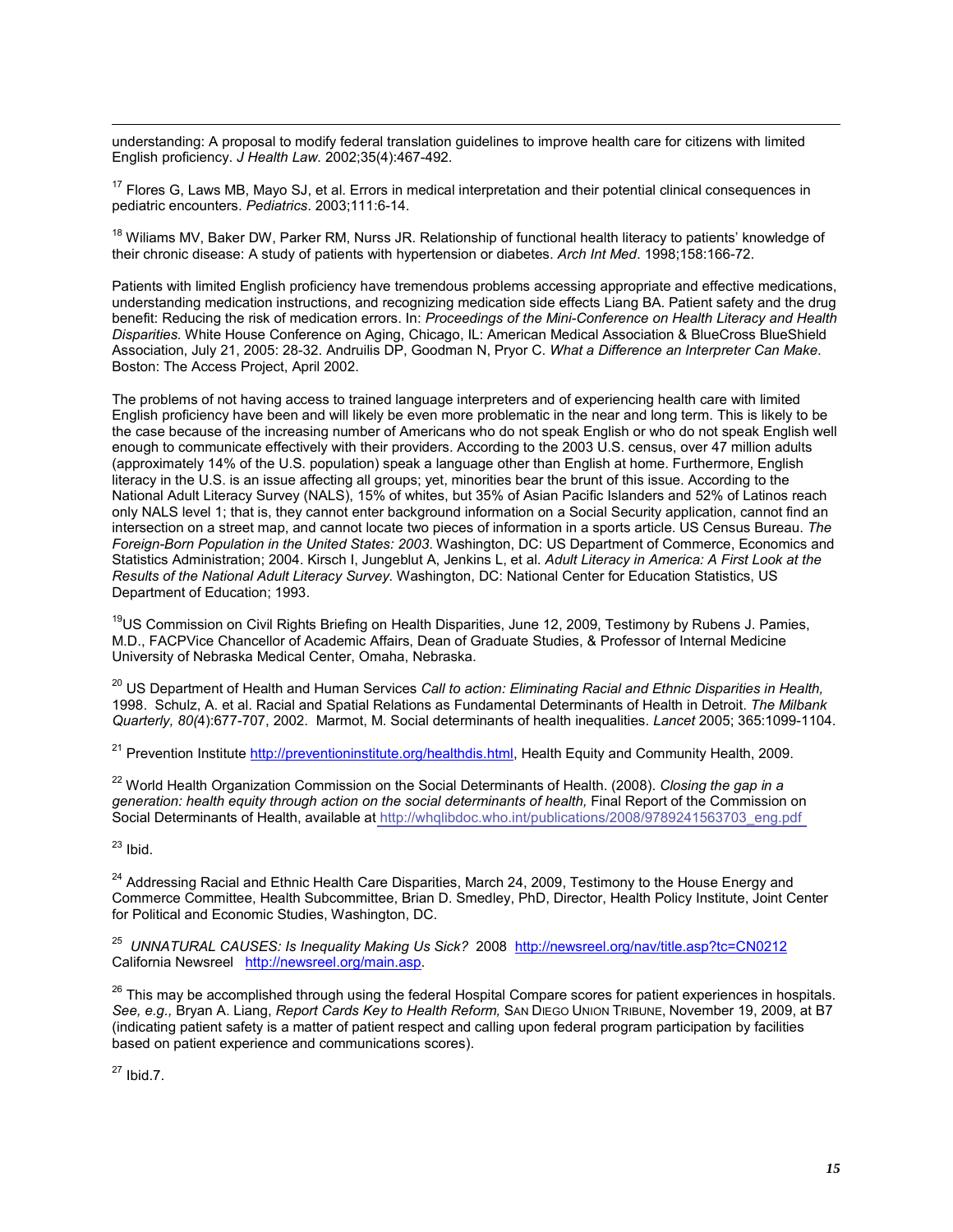understanding: A proposal to modify federal translation guidelines to improve health care for citizens with limited English proficiency. *J Health Law*. 2002;35(4):467-492.

[17] Flores G, Laws MB, Mayo SJ, et al. Errors in medical interpretation and their potential clinical consequences in pediatric encounters. *Pediatrics*. 2003;111:6-14.

[18] Wiliams MV, Baker DW, Parker RM, Nurss JR. Relationship of functional health literacy to patients' knowledge of their chronic disease: A study of patients with hypertension or diabetes. *Arch Int Med*. 1998;158:166-72.

Patients with limited English proficiency have tremendous problems accessing appropriate and effective medications, understanding medication instructions, and recognizing medication side effects Liang BA. Patient safety and the drug benefit: Reducing the risk of medication errors. In: *Proceedings of the Mini-Conference on Health Literacy and Health Disparities.* White House Conference on Aging, Chicago, IL: American Medical Association & BlueCross BlueShield Association, July 21, 2005: 28-32. Andruilis DP, Goodman N, Pryor C. *What a Difference an Interpreter Can Make.* Boston: The Access Project, April 2002.

The problems of not having access to trained language interpreters and of experiencing health care with limited English proficiency have been and will likely be even more problematic in the near and long term. This is likely to be the case because of the increasing number of Americans who do not speak English or who do not speak English well enough to communicate effectively with their providers. According to the 2003 U.S. census, over 47 million adults (approximately 14% of the U.S. population) speak a language other than English at home. Furthermore, English literacy in the U.S. is an issue affecting all groups; yet, minorities bear the brunt of this issue. According to the National Adult Literacy Survey (NALS), 15% of whites, but 35% of Asian Pacific Islanders and 52% of Latinos reach only NALS level 1; that is, they cannot enter background information on a Social Security application, cannot find an intersection on a street map, and cannot locate two pieces of information in a sports article. US Census Bureau. *The Foreign-Born Population in the United States: 2003*. Washington, DC: US Department of Commerce, Economics and Statistics Administration; 2004. Kirsch I, Jungeblut A, Jenkins L, et al. *Adult Literacy in America: A First Look at the Results of the National Adult Literacy Survey.* Washington, DC: National Center for Education Statistics, US Department of Education; 1993.

[19]US Commission on Civil Rights Briefing on Health Disparities, June 12, 2009, Testimony by Rubens J. Pamies, M.D., FACPVice Chancellor of Academic Affairs, Dean of Graduate Studies, & Professor of Internal Medicine University of Nebraska Medical Center, Omaha, Nebraska.

[20] US Department of Health and Human Services *Call to action: Eliminating Racial and Ethnic Disparities in Health,* 1998. Schulz, A. et al. Racial and Spatial Relations as Fundamental Determinants of Health in Detroit. *The Milbank Quarterly, 80(*4):677-707, 2002. Marmot, M. Social determinants of health inequalities. *Lancet* 2005; 365:1099-1104.

[21] Prevention Institute http://preventioninstitute.org/healthdis.html, Health Equity and Community Health, 2009.

[22] World Health Organization Commission on the Social Determinants of Health. (2008). *Closing the gap in a generation: health equity through action on the social determinants of health,* Final Report of the Commission on Social Determinants of Health, available at http://whqlibdoc.who.int/publications/2008/9789241563703_eng.pdf

[23] Ibid.

[24] Addressing Racial and Ethnic Health Care Disparities, March 24, 2009, Testimony to the House Energy and Commerce Committee, Health Subcommittee, Brian D. Smedley, PhD, Director, Health Policy Institute, Joint Center for Political and Economic Studies, Washington, DC.

[25] *UNNATURAL CAUSES: Is Inequality Making Us Sick?* 2008 http://newsreel.org/nav/title.asp?tc=CN0212 California Newsreel http://newsreel.org/main.asp.

[26] This may be accomplished through using the federal Hospital Compare scores for patient experiences in hospitals. *See, e.g.,* Bryan A. Liang, *Report Cards Key to Health Reform,* SAN DIEGO UNION TRIBUNE, November 19, 2009, at B7 (indicating patient safety is a matter of patient respect and calling upon federal program participation by facilities based on patient experience and communications scores).

[27] Ibid.7.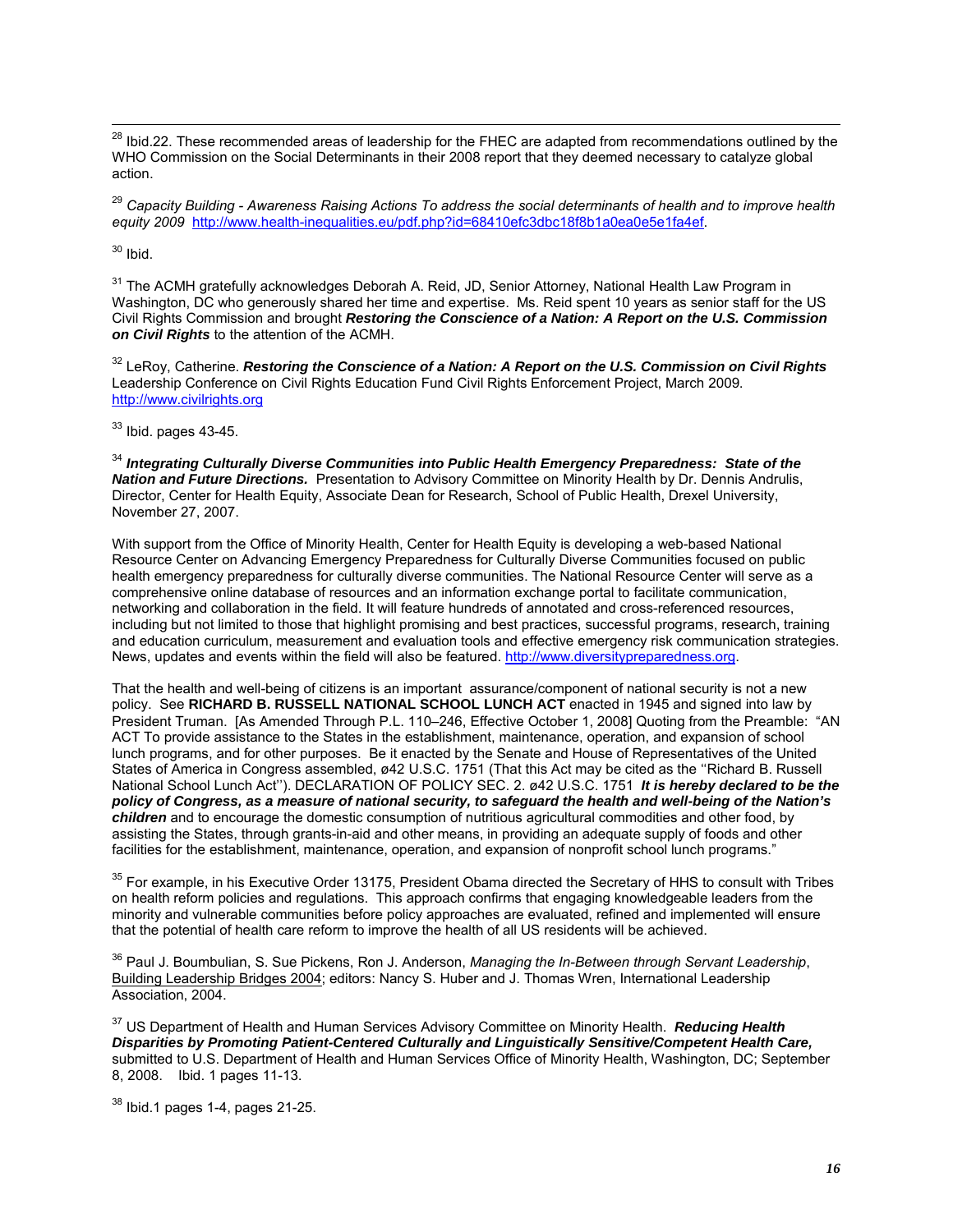[28] Ibid.22. These recommended areas of leadership for the FHEC are adapted from recommendations outlined by the WHO Commission on the Social Determinants in their 2008 report that they deemed necessary to catalyze global action.

[29] *Capacity Building - Awareness Raising Actions To address the social determinants of health and to improve health equity 2009* http://www.health-inequalities.eu/pdf.php?id=68410efc3dbc18f8b1a0ea0e5e1fa4ef.

[30] Ibid.

[31] The ACMH gratefully acknowledges Deborah A. Reid, JD, Senior Attorney, National Health Law Program in Washington, DC who generously shared her time and expertise. Ms. Reid spent 10 years as senior staff for the US Civil Rights Commission and brought ***Restoring the Conscience of a Nation: A Report on the U.S. Commission on Civil Rights*** to the attention of the ACMH.

[32] LeRoy, Catherine. ***Restoring the Conscience of a Nation: A Report on the U.S. Commission on Civil Rights*** Leadership Conference on Civil Rights Education Fund Civil Rights Enforcement Project, March 2009. http://www.civilrights.org

[33] Ibid. pages 43-45.

[34] ***Integrating Culturally Diverse Communities into Public Health Emergency Preparedness: State of the Nation and Future Directions.*** Presentation to Advisory Committee on Minority Health by Dr. Dennis Andrulis, Director, Center for Health Equity, Associate Dean for Research, School of Public Health, Drexel University, November 27, 2007.

With support from the Office of Minority Health, Center for Health Equity is developing a web-based National Resource Center on Advancing Emergency Preparedness for Culturally Diverse Communities focused on public health emergency preparedness for culturally diverse communities. The National Resource Center will serve as a comprehensive online database of resources and an information exchange portal to facilitate communication, networking and collaboration in the field. It will feature hundreds of annotated and cross-referenced resources, including but not limited to those that highlight promising and best practices, successful programs, research, training and education curriculum, measurement and evaluation tools and effective emergency risk communication strategies. News, updates and events within the field will also be featured. http://www.diversitypreparedness.org.

That the health and well-being of citizens is an important assurance/component of national security is not a new policy. See **RICHARD B. RUSSELL NATIONAL SCHOOL LUNCH ACT** enacted in 1945 and signed into law by President Truman. [As Amended Through P.L. 110–246, Effective October 1, 2008] Quoting from the Preamble: "AN ACT To provide assistance to the States in the establishment, maintenance, operation, and expansion of school lunch programs, and for other purposes. Be it enacted by the Senate and House of Representatives of the United States of America in Congress assembled, ø42 U.S.C. 1751 (That this Act may be cited as the ''Richard B. Russell National School Lunch Act''). DECLARATION OF POLICY SEC. 2. ø42 U.S.C. 1751 ***It is hereby declared to be the policy of Congress, as a measure of national security, to safeguard the health and well-being of the Nation's children*** and to encourage the domestic consumption of nutritious agricultural commodities and other food, by assisting the States, through grants-in-aid and other means, in providing an adequate supply of foods and other facilities for the establishment, maintenance, operation, and expansion of nonprofit school lunch programs."

[35] For example, in his Executive Order 13175, President Obama directed the Secretary of HHS to consult with Tribes on health reform policies and regulations. This approach confirms that engaging knowledgeable leaders from the minority and vulnerable communities before policy approaches are evaluated, refined and implemented will ensure that the potential of health care reform to improve the health of all US residents will be achieved.

[36] Paul J. Boumbulian, S. Sue Pickens, Ron J. Anderson, *Managing the In-Between through Servant Leadership*, Building Leadership Bridges 2004; editors: Nancy S. Huber and J. Thomas Wren, International Leadership Association, 2004.

[37] US Department of Health and Human Services Advisory Committee on Minority Health. ***Reducing Health Disparities by Promoting Patient-Centered Culturally and Linguistically Sensitive/Competent Health Care,*** submitted to U.S. Department of Health and Human Services Office of Minority Health, Washington, DC; September 8, 2008. Ibid. 1 pages 11-13.

[38] Ibid.1 pages 1-4, pages 21-25.